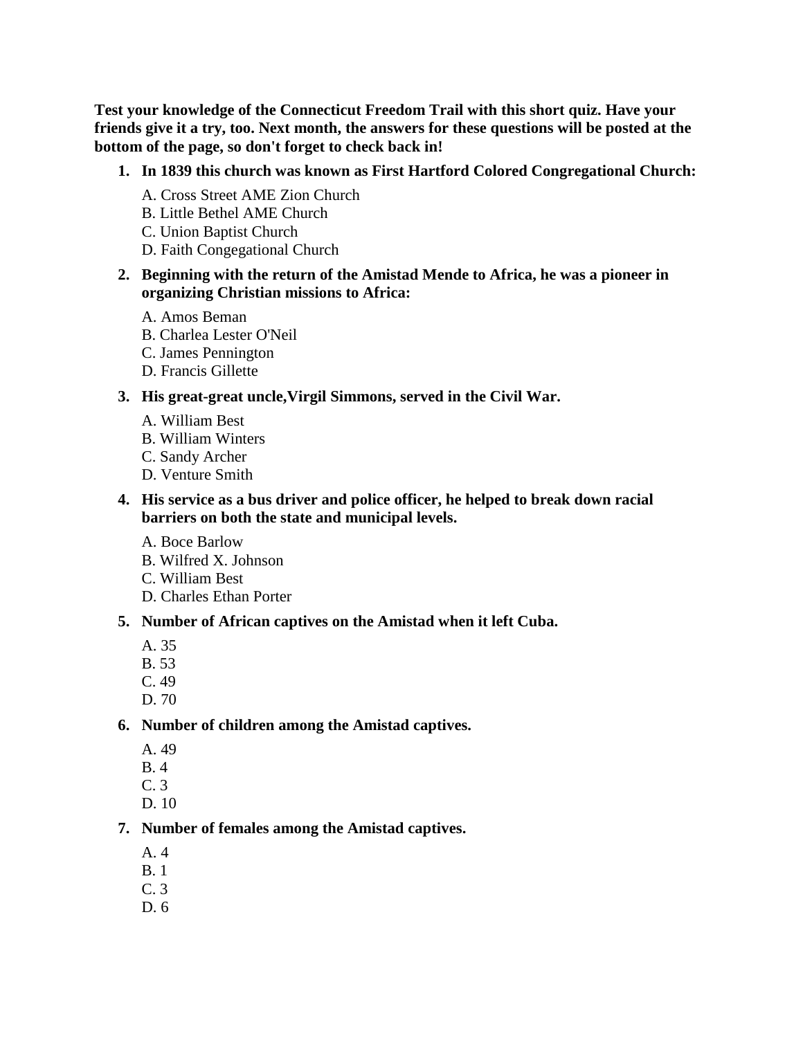**Test your knowledge of the Connecticut Freedom Trail with this short quiz. Have your friends give it a try, too. Next month, the answers for these questions will be posted at the bottom of the page, so don't forget to check back in!**

1. **In 1839 this church was known as First Hartford Colored Congregational Church:**

   A. Cross Street AME Zion Church
   B. Little Bethel AME Church
   C. Union Baptist Church
   D. Faith Congegational Church

2. **Beginning with the return of the Amistad Mende to Africa, he was a pioneer in organizing Christian missions to Africa:**

   A. Amos Beman
   B. Charlea Lester O'Neil
   C. James Pennington
   D. Francis Gillette

3. **His great-great uncle,Virgil Simmons, served in the Civil War.**

   A. William Best
   B. William Winters
   C. Sandy Archer
   D. Venture Smith

4. **His service as a bus driver and police officer, he helped to break down racial barriers on both the state and municipal levels.**

   A. Boce Barlow
   B. Wilfred X. Johnson
   C. William Best
   D. Charles Ethan Porter

5. **Number of African captives on the Amistad when it left Cuba.**

   A. 35
   B. 53
   C. 49
   D. 70

6. **Number of children among the Amistad captives.**

   A. 49
   B. 4
   C. 3
   D. 10

7. **Number of females among the Amistad captives.**

   A. 4
   B. 1
   C. 3
   D. 6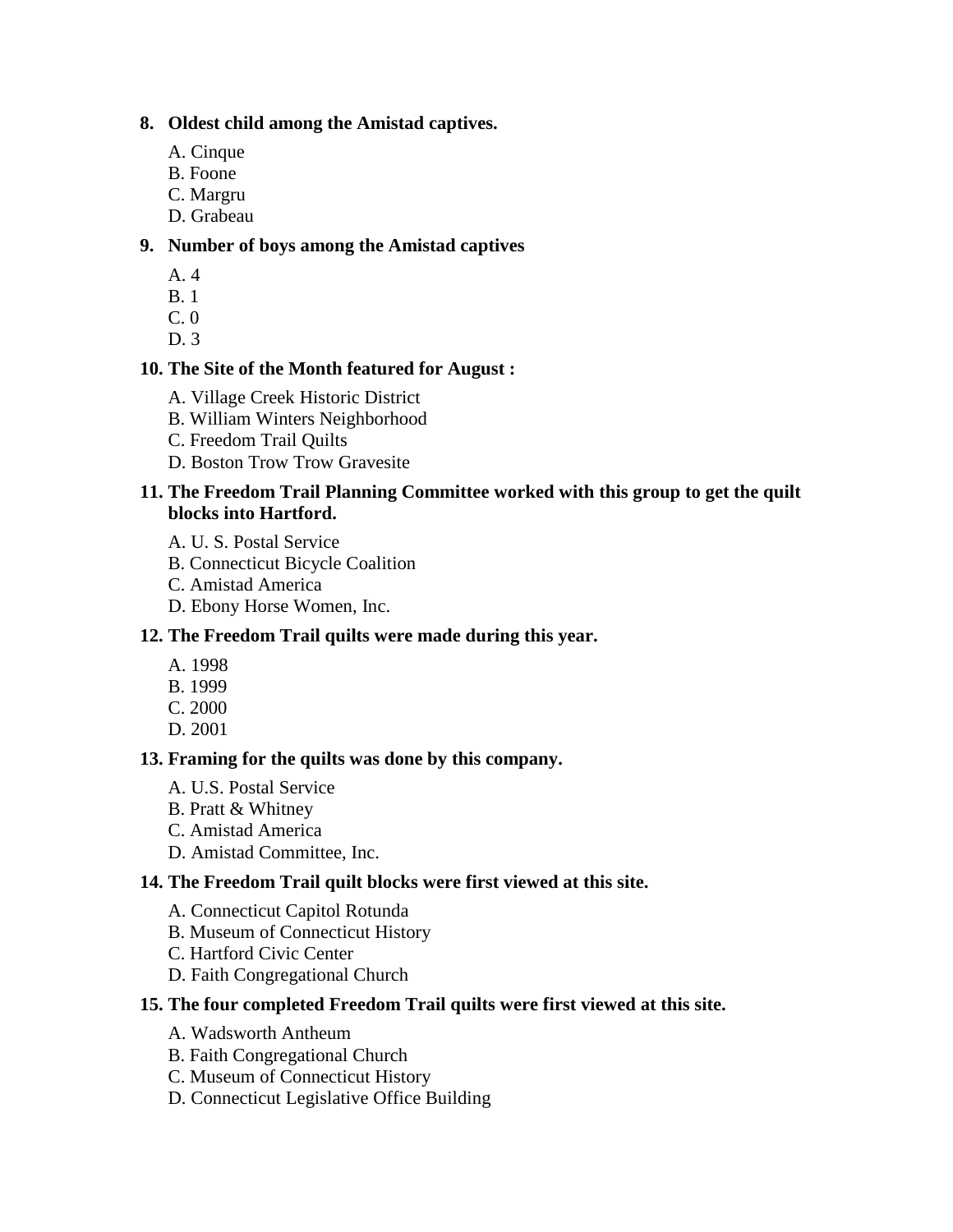8. **Oldest child among the Amistad captives.**

   A. Cinque
   B. Foone
   C. Margru
   D. Grabeau

9. **Number of boys among the Amistad captives**

   A. 4
   B. 1
   C. 0
   D. 3

10. **The Site of the Month featured for August :**

    A. Village Creek Historic District
    B. William Winters Neighborhood
    C. Freedom Trail Quilts
    D. Boston Trow Trow Gravesite

11. **The Freedom Trail Planning Committee worked with this group to get the quilt blocks into Hartford.**

    A. U. S. Postal Service
    B. Connecticut Bicycle Coalition
    C. Amistad America
    D. Ebony Horse Women, Inc.

12. **The Freedom Trail quilts were made during this year.**

    A. 1998
    B. 1999
    C. 2000
    D. 2001

13. **Framing for the quilts was done by this company.**

    A. U.S. Postal Service
    B. Pratt & Whitney
    C. Amistad America
    D. Amistad Committee, Inc.

14. **The Freedom Trail quilt blocks were first viewed at this site.**

    A. Connecticut Capitol Rotunda
    B. Museum of Connecticut History
    C. Hartford Civic Center
    D. Faith Congregational Church

15. **The four completed Freedom Trail quilts were first viewed at this site.**

    A. Wadsworth Antheum
    B. Faith Congregational Church
    C. Museum of Connecticut History
    D. Connecticut Legislative Office Building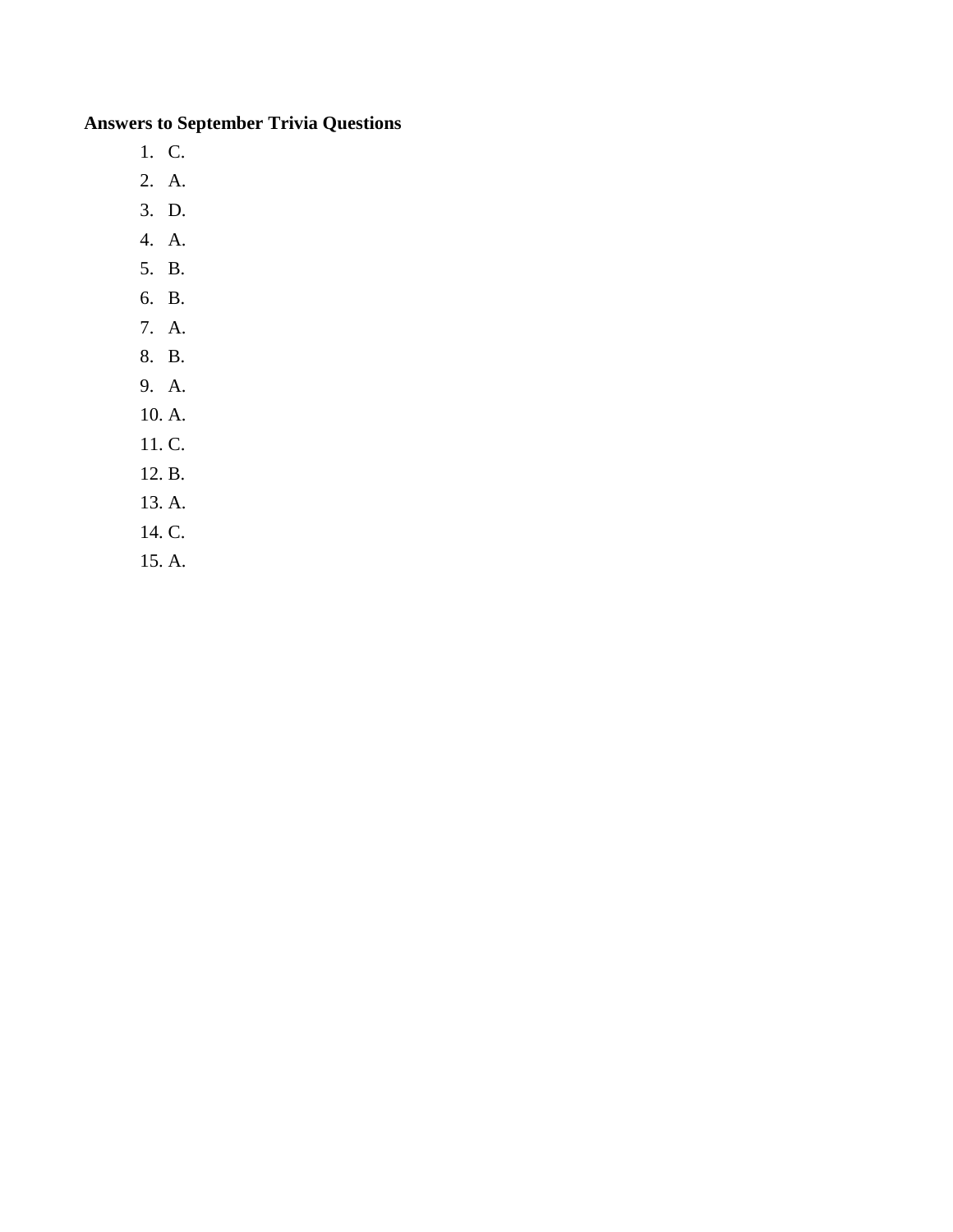**Answers to September Trivia Questions**

1. C.
2. A.
3. D.
4. A.
5. B.
6. B.
7. A.
8. B.
9. A.
10. A.
11. C.
12. B.
13. A.
14. C.
15. A.